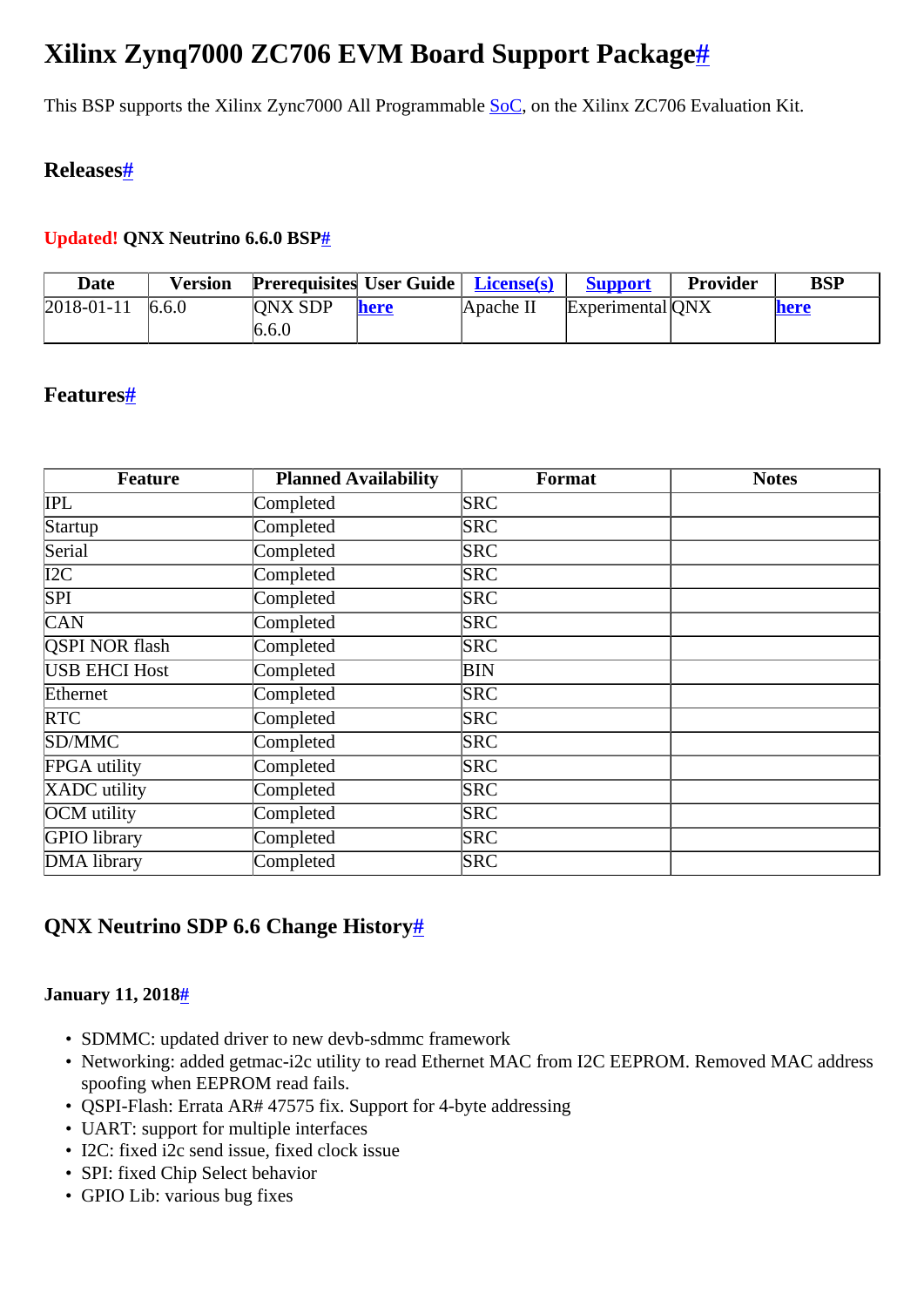# Xilinx Zynq7000 ZC706 EVM Board Support Package#

This BSP supports the Xilinx Zync7000 All Programmable SoC, on the Xilinx ZC706 Evaluation Kit.

## Releases#

### Updated! QNX Neutrino 6.6.0 BSP#

| Date | Version | Prerequisites | User Guide | License(s) | Support | Provider | BSP |
|---|---|---|---|---|---|---|---|
| 2018-01-11 | 6.6.0 | QNX SDP 6.6.0 | here | Apache II | Experimental | QNX | here |

## Features#

| Feature | Planned Availability | Format | Notes |
|---|---|---|---|
| IPL | Completed | SRC | |
| Startup | Completed | SRC | |
| Serial | Completed | SRC | |
| I2C | Completed | SRC | |
| SPI | Completed | SRC | |
| CAN | Completed | SRC | |
| QSPI NOR flash | Completed | SRC | |
| USB EHCI Host | Completed | BIN | |
| Ethernet | Completed | SRC | |
| RTC | Completed | SRC | |
| SD/MMC | Completed | SRC | |
| FPGA utility | Completed | SRC | |
| XADC utility | Completed | SRC | |
| OCM utility | Completed | SRC | |
| GPIO library | Completed | SRC | |
| DMA library | Completed | SRC | |

## QNX Neutrino SDP 6.6 Change History#

#### January 11, 2018#

- SDMMC: updated driver to new devb-sdmmc framework
- Networking: added getmac-i2c utility to read Ethernet MAC from I2C EEPROM. Removed MAC address spoofing when EEPROM read fails.
- QSPI-Flash: Errata AR# 47575 fix. Support for 4-byte addressing
- UART: support for multiple interfaces
- I2C: fixed i2c send issue, fixed clock issue
- SPI: fixed Chip Select behavior
- GPIO Lib: various bug fixes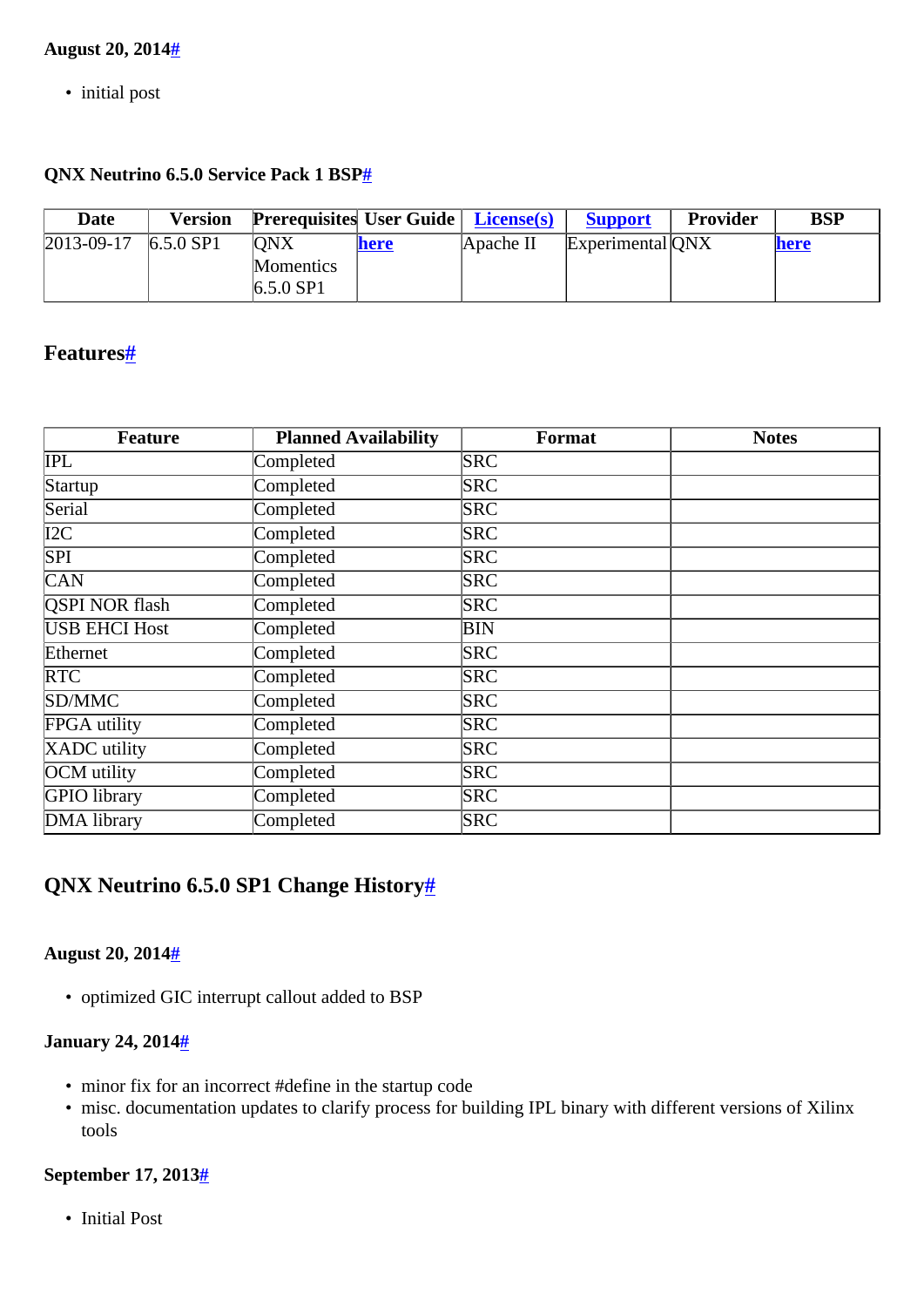#### August 20, 2014[#](#)

- initial post

#### QNX Neutrino 6.5.0 Service Pack 1 BSP[#](#)

| Date | Version | Prerequisites | User Guide | [License(s)](#) | [Support](#) | Provider | BSP |
|---|---|---|---|---|---|---|---|
| 2013-09-17 | 6.5.0 SP1 | QNX Momentics 6.5.0 SP1 | [here](#) | Apache II | Experimental | QNX | [here](#) |

### Features[#](#)

| Feature | Planned Availability | Format | Notes |
|---|---|---|---|
| IPL | Completed | SRC | |
| Startup | Completed | SRC | |
| Serial | Completed | SRC | |
| I2C | Completed | SRC | |
| SPI | Completed | SRC | |
| CAN | Completed | SRC | |
| QSPI NOR flash | Completed | SRC | |
| USB EHCI Host | Completed | BIN | |
| Ethernet | Completed | SRC | |
| RTC | Completed | SRC | |
| SD/MMC | Completed | SRC | |
| FPGA utility | Completed | SRC | |
| XADC utility | Completed | SRC | |
| OCM utility | Completed | SRC | |
| GPIO library | Completed | SRC | |
| DMA library | Completed | SRC | |

### QNX Neutrino 6.5.0 SP1 Change History[#](#)

#### August 20, 2014[#](#)

- optimized GIC interrupt callout added to BSP

#### January 24, 2014[#](#)

- minor fix for an incorrect #define in the startup code
- misc. documentation updates to clarify process for building IPL binary with different versions of Xilinx tools

#### September 17, 2013[#](#)

- Initial Post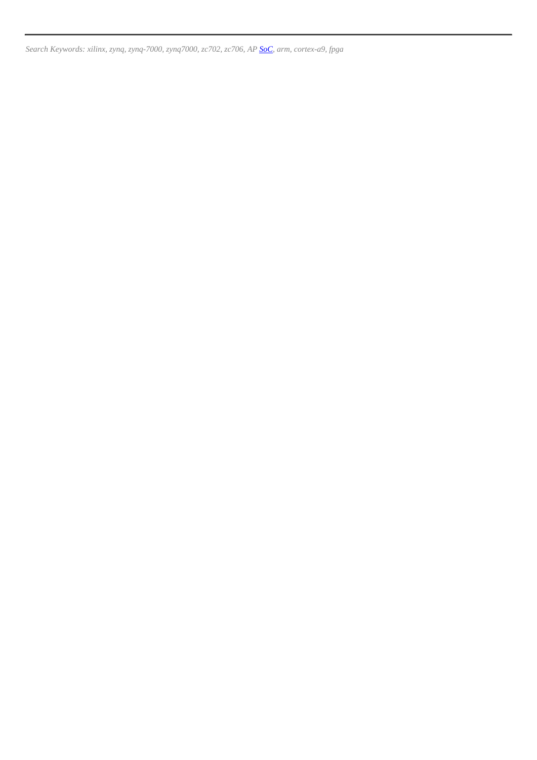---

*Search Keywords: xilinx, zynq, zynq-7000, zynq7000, zc702, zc706, AP [SoC](SoC), arm, cortex-a9, fpga*